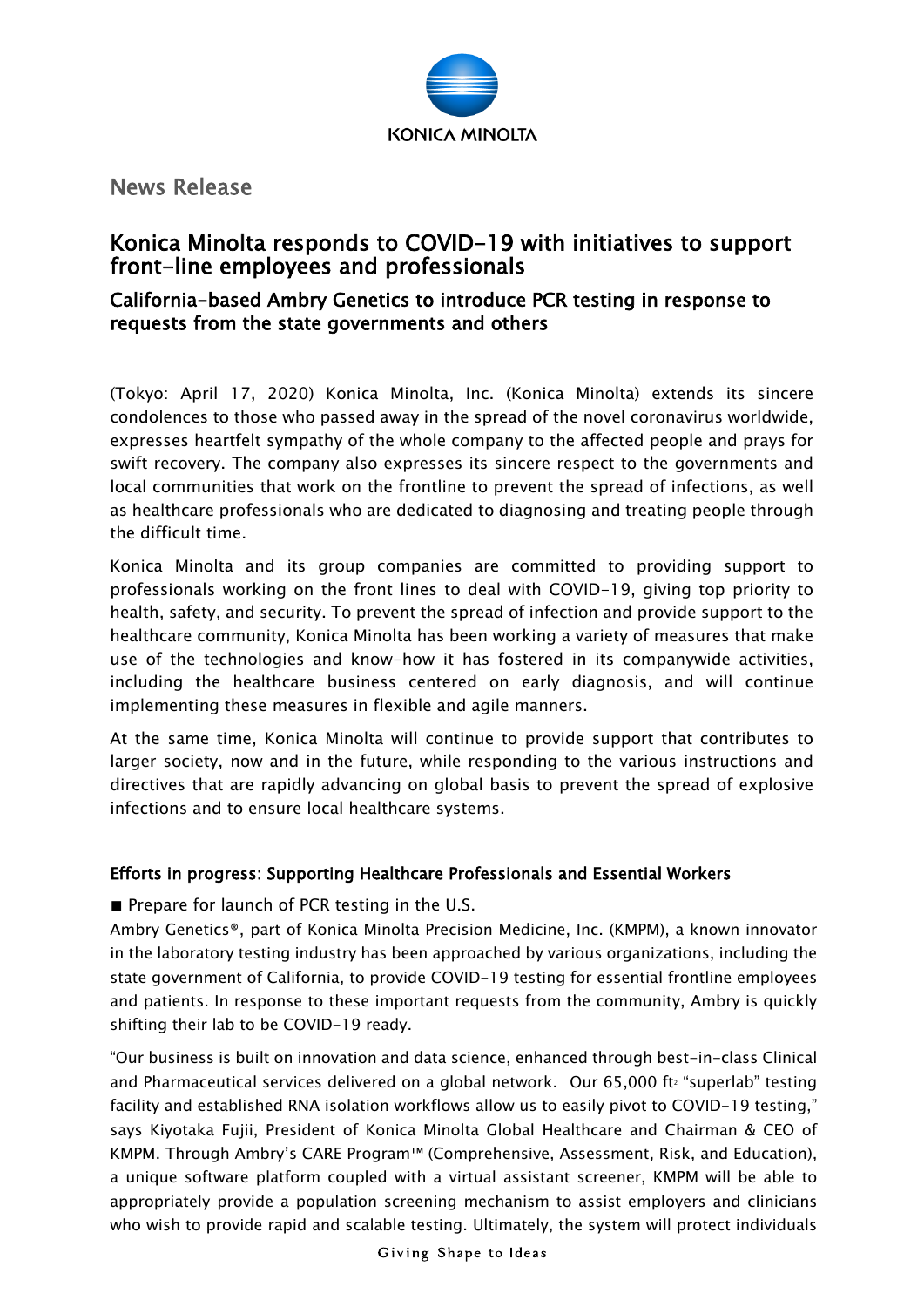KONICA MINOLTA

News Release

# Konica Minolta responds to COVID-19 with initiatives to support front-line employees and professionals

## California-based Ambry Genetics to introduce PCR testing in response to requests from the state governments and others

(Tokyo: April 17, 2020) Konica Minolta, Inc. (Konica Minolta) extends its sincere condolences to those who passed away in the spread of the novel coronavirus worldwide, expresses heartfelt sympathy of the whole company to the affected people and prays for swift recovery. The company also expresses its sincere respect to the governments and local communities that work on the frontline to prevent the spread of infections, as well as healthcare professionals who are dedicated to diagnosing and treating people through the difficult time.

Konica Minolta and its group companies are committed to providing support to professionals working on the front lines to deal with COVID-19, giving top priority to health, safety, and security. To prevent the spread of infection and provide support to the healthcare community, Konica Minolta has been working a variety of measures that make use of the technologies and know-how it has fostered in its companywide activities, including the healthcare business centered on early diagnosis, and will continue implementing these measures in flexible and agile manners.

At the same time, Konica Minolta will continue to provide support that contributes to larger society, now and in the future, while responding to the various instructions and directives that are rapidly advancing on global basis to prevent the spread of explosive infections and to ensure local healthcare systems.

### Efforts in progress: Supporting Healthcare Professionals and Essential Workers

■ Prepare for launch of PCR testing in the U.S.

Ambry Genetics®, part of Konica Minolta Precision Medicine, Inc. (KMPM), a known innovator in the laboratory testing industry has been approached by various organizations, including the state government of California, to provide COVID-19 testing for essential frontline employees and patients. In response to these important requests from the community, Ambry is quickly shifting their lab to be COVID-19 ready.

"Our business is built on innovation and data science, enhanced through best-in-class Clinical and Pharmaceutical services delivered on a global network. Our 65,000 $ft^2$ "superlab" testing facility and established RNA isolation workflows allow us to easily pivot to COVID-19 testing," says Kiyotaka Fujii, President of Konica Minolta Global Healthcare and Chairman & CEO of KMPM. Through Ambry's CARE Program™ (Comprehensive, Assessment, Risk, and Education), a unique software platform coupled with a virtual assistant screener, KMPM will be able to appropriately provide a population screening mechanism to assist employers and clinicians who wish to provide rapid and scalable testing. Ultimately, the system will protect individuals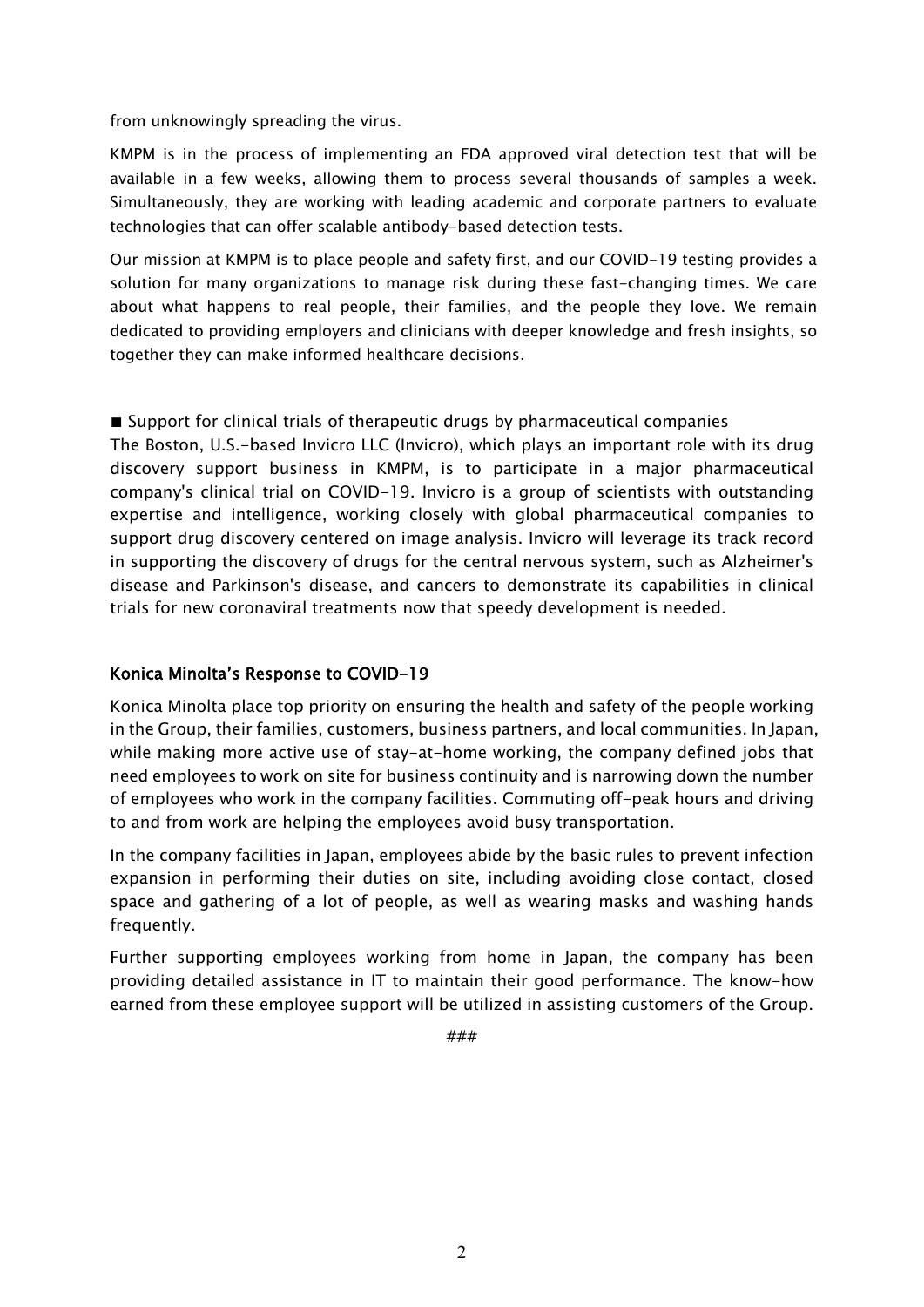from unknowingly spreading the virus.

KMPM is in the process of implementing an FDA approved viral detection test that will be available in a few weeks, allowing them to process several thousands of samples a week. Simultaneously, they are working with leading academic and corporate partners to evaluate technologies that can offer scalable antibody-based detection tests.

Our mission at KMPM is to place people and safety first, and our COVID-19 testing provides a solution for many organizations to manage risk during these fast-changing times. We care about what happens to real people, their families, and the people they love. We remain dedicated to providing employers and clinicians with deeper knowledge and fresh insights, so together they can make informed healthcare decisions.

■ Support for clinical trials of therapeutic drugs by pharmaceutical companies

The Boston, U.S.-based Invicro LLC (Invicro), which plays an important role with its drug discovery support business in KMPM, is to participate in a major pharmaceutical company's clinical trial on COVID-19. Invicro is a group of scientists with outstanding expertise and intelligence, working closely with global pharmaceutical companies to support drug discovery centered on image analysis. Invicro will leverage its track record in supporting the discovery of drugs for the central nervous system, such as Alzheimer's disease and Parkinson's disease, and cancers to demonstrate its capabilities in clinical trials for new coronaviral treatments now that speedy development is needed.

## Konica Minolta's Response to COVID-19

Konica Minolta place top priority on ensuring the health and safety of the people working in the Group, their families, customers, business partners, and local communities. In Japan, while making more active use of stay-at-home working, the company defined jobs that need employees to work on site for business continuity and is narrowing down the number of employees who work in the company facilities. Commuting off-peak hours and driving to and from work are helping the employees avoid busy transportation.

In the company facilities in Japan, employees abide by the basic rules to prevent infection expansion in performing their duties on site, including avoiding close contact, closed space and gathering of a lot of people, as well as wearing masks and washing hands frequently.

Further supporting employees working from home in Japan, the company has been providing detailed assistance in IT to maintain their good performance. The know-how earned from these employee support will be utilized in assisting customers of the Group.

###